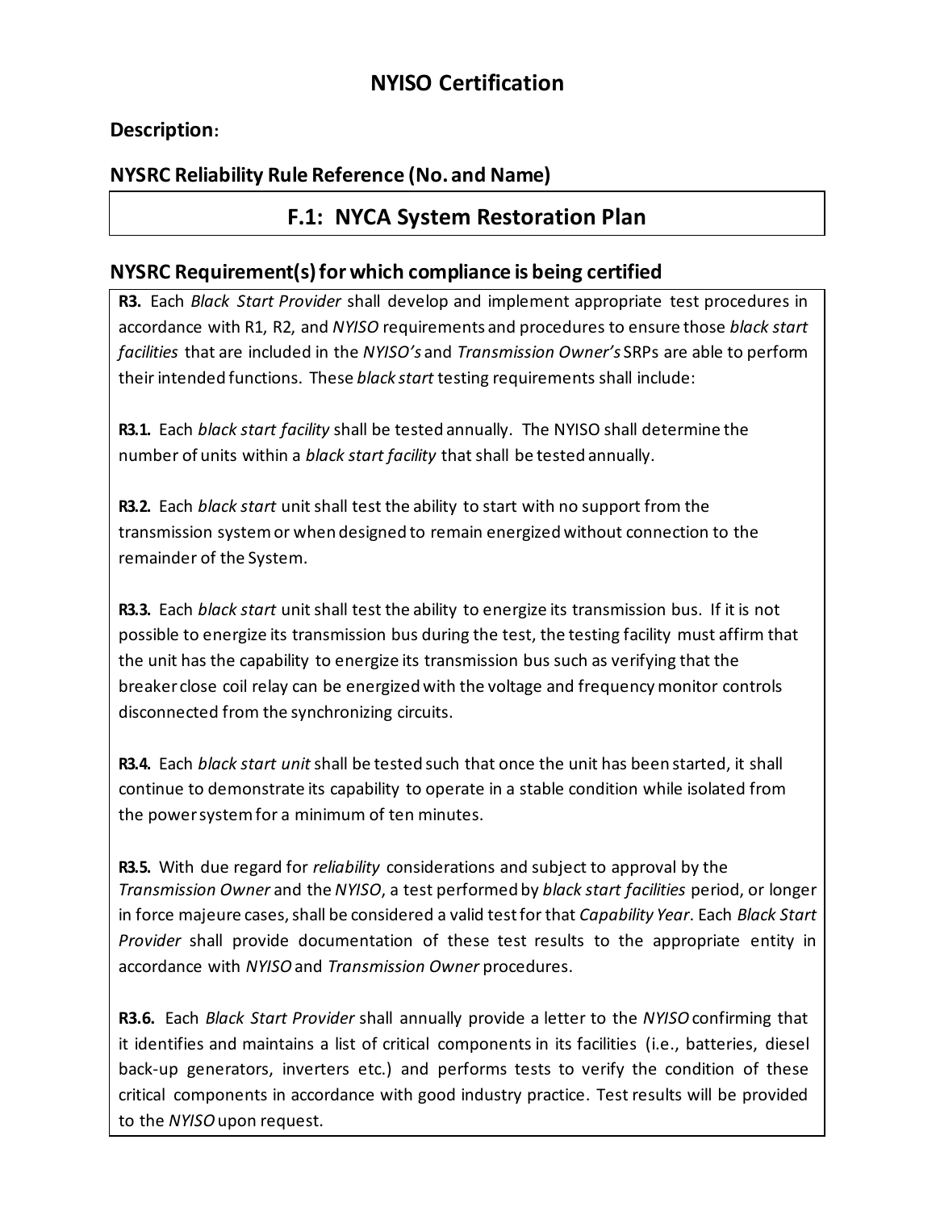# NYISO Certification

## Description:

## NYSRC Reliability Rule Reference (No. and Name)

### F.1: NYCA System Restoration Plan

## NYSRC Requirement(s) for which compliance is being certified

**R3.** Each *Black Start Provider* shall develop and implement appropriate test procedures in accordance with R1, R2, and *NYISO* requirements and procedures to ensure those *black start facilities* that are included in the *NYISO's* and *Transmission Owner's* SRPs are able to perform their intended functions. These *black start* testing requirements shall include:

**R3.1.** Each *black start facility* shall be tested annually. The NYISO shall determine the number of units within a *black start facility* that shall be tested annually.

**R3.2.** Each *black start* unit shall test the ability to start with no support from the transmission system or when designed to remain energized without connection to the remainder of the System.

**R3.3.** Each *black start* unit shall test the ability to energize its transmission bus. If it is not possible to energize its transmission bus during the test, the testing facility must affirm that the unit has the capability to energize its transmission bus such as verifying that the breaker close coil relay can be energized with the voltage and frequency monitor controls disconnected from the synchronizing circuits.

**R3.4.** Each *black start unit* shall be tested such that once the unit has been started, it shall continue to demonstrate its capability to operate in a stable condition while isolated from the power system for a minimum of ten minutes.

**R3.5.** With due regard for *reliability* considerations and subject to approval by the *Transmission Owner* and the *NYISO*, a test performed by *black start facilities* period, or longer in force majeure cases, shall be considered a valid test for that *Capability Year*. Each *Black Start Provider* shall provide documentation of these test results to the appropriate entity in accordance with *NYISO* and *Transmission Owner* procedures.

**R3.6.** Each *Black Start Provider* shall annually provide a letter to the *NYISO* confirming that it identifies and maintains a list of critical components in its facilities (i.e., batteries, diesel back-up generators, inverters etc.) and performs tests to verify the condition of these critical components in accordance with good industry practice. Test results will be provided to the *NYISO* upon request.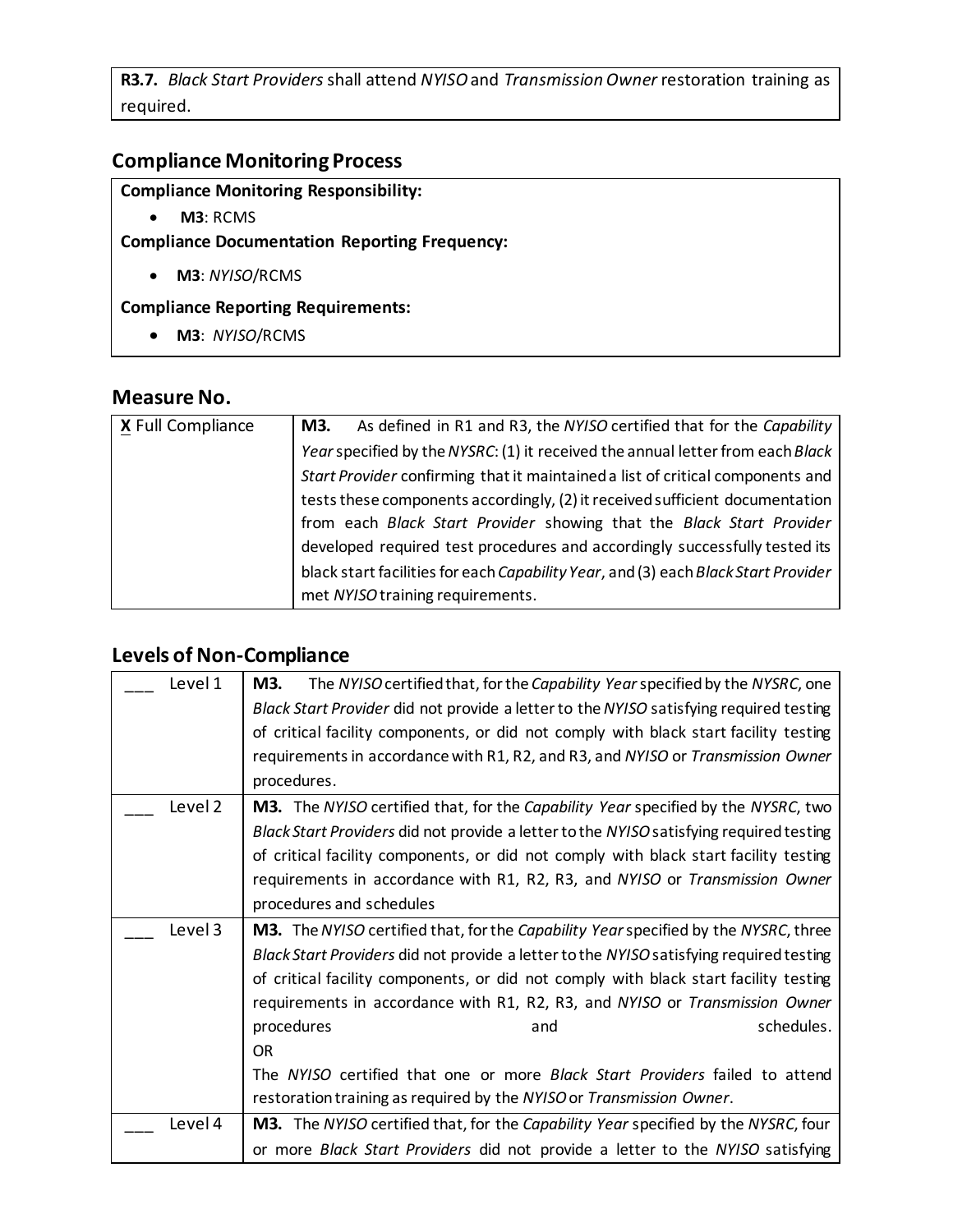| **R3.7.** *Black Start Providers* shall attend *NYISO* and *Transmission Owner* restoration training as required. |
|---|

## Compliance Monitoring Process

**Compliance Monitoring Responsibility:**

- **M3**: RCMS

**Compliance Documentation Reporting Frequency:**

- **M3**: *NYISO*/RCMS

**Compliance Reporting Requirements:**

- **M3**: *NYISO*/RCMS

## Measure No.

| | |
|---|---|
| **X** Full Compliance | **M3.** As defined in R1 and R3, the *NYISO* certified that for the *Capability Year* specified by the *NYSRC*: (1) it received the annual letter from each *Black Start Provider* confirming that it maintained a list of critical components and tests these components accordingly, (2) it received sufficient documentation from each *Black Start Provider* showing that the *Black Start Provider* developed required test procedures and accordingly successfully tested its black start facilities for each *Capability Year*, and (3) each *Black Start Provider* met *NYISO* training requirements. |

## Levels of Non-Compliance

| | |
|---|---|
| ___ Level 1 | **M3.** The *NYISO* certified that, for the *Capability Year* specified by the *NYSRC*, one *Black Start Provider* did not provide a letter to the *NYISO* satisfying required testing of critical facility components, or did not comply with black start facility testing requirements in accordance with R1, R2, and R3, and *NYISO* or *Transmission Owner* procedures. |
| ___ Level 2 | **M3.** The *NYISO* certified that, for the *Capability Year* specified by the *NYSRC*, two *Black Start Providers* did not provide a letter to the *NYISO* satisfying required testing of critical facility components, or did not comply with black start facility testing requirements in accordance with R1, R2, R3, and *NYISO* or *Transmission Owner* procedures and schedules |
| ___ Level 3 | **M3.** The *NYISO* certified that, for the *Capability Year* specified by the *NYSRC*, three *Black Start Providers* did not provide a letter to the *NYISO* satisfying required testing of critical facility components, or did not comply with black start facility testing requirements in accordance with R1, R2, R3, and *NYISO* or *Transmission Owner* procedures and schedules.<br>OR<br>The *NYISO* certified that one or more *Black Start Providers* failed to attend restoration training as required by the *NYISO* or *Transmission Owner*. |
| ___ Level 4 | **M3.** The *NYISO* certified that, for the *Capability Year* specified by the *NYSRC*, four or more *Black Start Providers* did not provide a letter to the *NYISO* satisfying |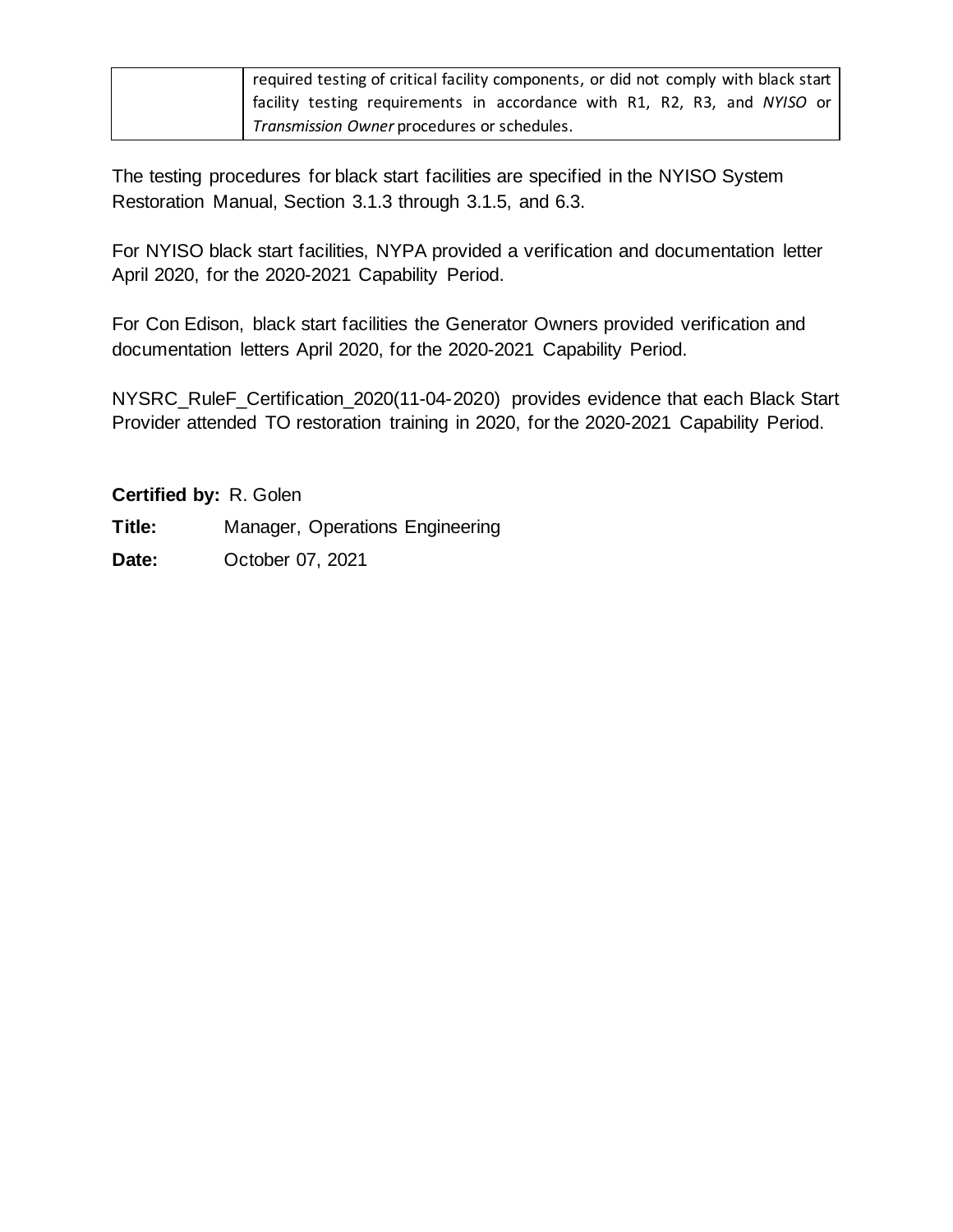| | |
|---|---|
| | required testing of critical facility components, or did not comply with black start facility testing requirements in accordance with R1, R2, R3, and *NYISO* or *Transmission Owner* procedures or schedules. |

The testing procedures for black start facilities are specified in the NYISO System Restoration Manual, Section 3.1.3 through 3.1.5, and 6.3.

For NYISO black start facilities, NYPA provided a verification and documentation letter April 2020, for the 2020-2021 Capability Period.

For Con Edison, black start facilities the Generator Owners provided verification and documentation letters April 2020, for the 2020-2021 Capability Period.

NYSRC_RuleF_Certification_2020(11-04-2020) provides evidence that each Black Start Provider attended TO restoration training in 2020, for the 2020-2021 Capability Period.

**Certified by:** R. Golen

**Title:** Manager, Operations Engineering

**Date:** October 07, 2021